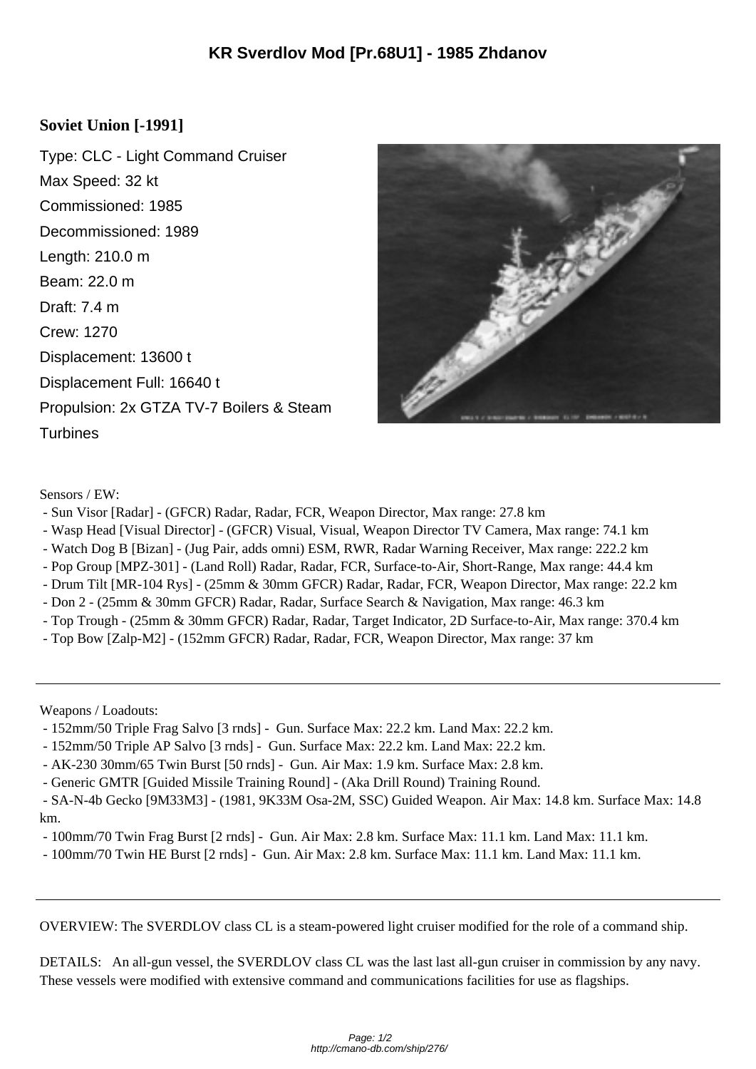# KR Sverdlov Mod [Pr.68U1] - 1985 Zhdanov

**Soviet Union [-1991]**

Type: CLC - Light Command Cruiser
Max Speed: 32 kt
Commissioned: 1985
Decommissioned: 1989
Length: 210.0 m
Beam: 22.0 m
Draft: 7.4 m
Crew: 1270
Displacement: 13600 t
Displacement Full: 16640 t
Propulsion: 2x GTZA TV-7 Boilers & Steam Turbines

Sensors / EW:

- Sun Visor [Radar] - (GFCR) Radar, Radar, FCR, Weapon Director, Max range: 27.8 km
- Wasp Head [Visual Director] - (GFCR) Visual, Visual, Weapon Director TV Camera, Max range: 74.1 km
- Watch Dog B [Bizan] - (Jug Pair, adds omni) ESM, RWR, Radar Warning Receiver, Max range: 222.2 km
- Pop Group [MPZ-301] - (Land Roll) Radar, Radar, FCR, Surface-to-Air, Short-Range, Max range: 44.4 km
- Drum Tilt [MR-104 Rys] - (25mm & 30mm GFCR) Radar, Radar, FCR, Weapon Director, Max range: 22.2 km
- Don 2 - (25mm & 30mm GFCR) Radar, Radar, Surface Search & Navigation, Max range: 46.3 km
- Top Trough - (25mm & 30mm GFCR) Radar, Radar, Target Indicator, 2D Surface-to-Air, Max range: 370.4 km
- Top Bow [Zalp-M2] - (152mm GFCR) Radar, Radar, FCR, Weapon Director, Max range: 37 km

---

Weapons / Loadouts:

- 152mm/50 Triple Frag Salvo [3 rnds] - Gun. Surface Max: 22.2 km. Land Max: 22.2 km.
- 152mm/50 Triple AP Salvo [3 rnds] - Gun. Surface Max: 22.2 km. Land Max: 22.2 km.
- AK-230 30mm/65 Twin Burst [50 rnds] - Gun. Air Max: 1.9 km. Surface Max: 2.8 km.
- Generic GMTR [Guided Missile Training Round] - (Aka Drill Round) Training Round.
- SA-N-4b Gecko [9M33M3] - (1981, 9K33M Osa-2M, SSC) Guided Weapon. Air Max: 14.8 km. Surface Max: 14.8 km.
- 100mm/70 Twin Frag Burst [2 rnds] - Gun. Air Max: 2.8 km. Surface Max: 11.1 km. Land Max: 11.1 km.
- 100mm/70 Twin HE Burst [2 rnds] - Gun. Air Max: 2.8 km. Surface Max: 11.1 km. Land Max: 11.1 km.

---

OVERVIEW: The SVERDLOV class CL is a steam-powered light cruiser modified for the role of a command ship.

DETAILS: An all-gun vessel, the SVERDLOV class CL was the last last all-gun cruiser in commission by any navy. These vessels were modified with extensive command and communications facilities for use as flagships.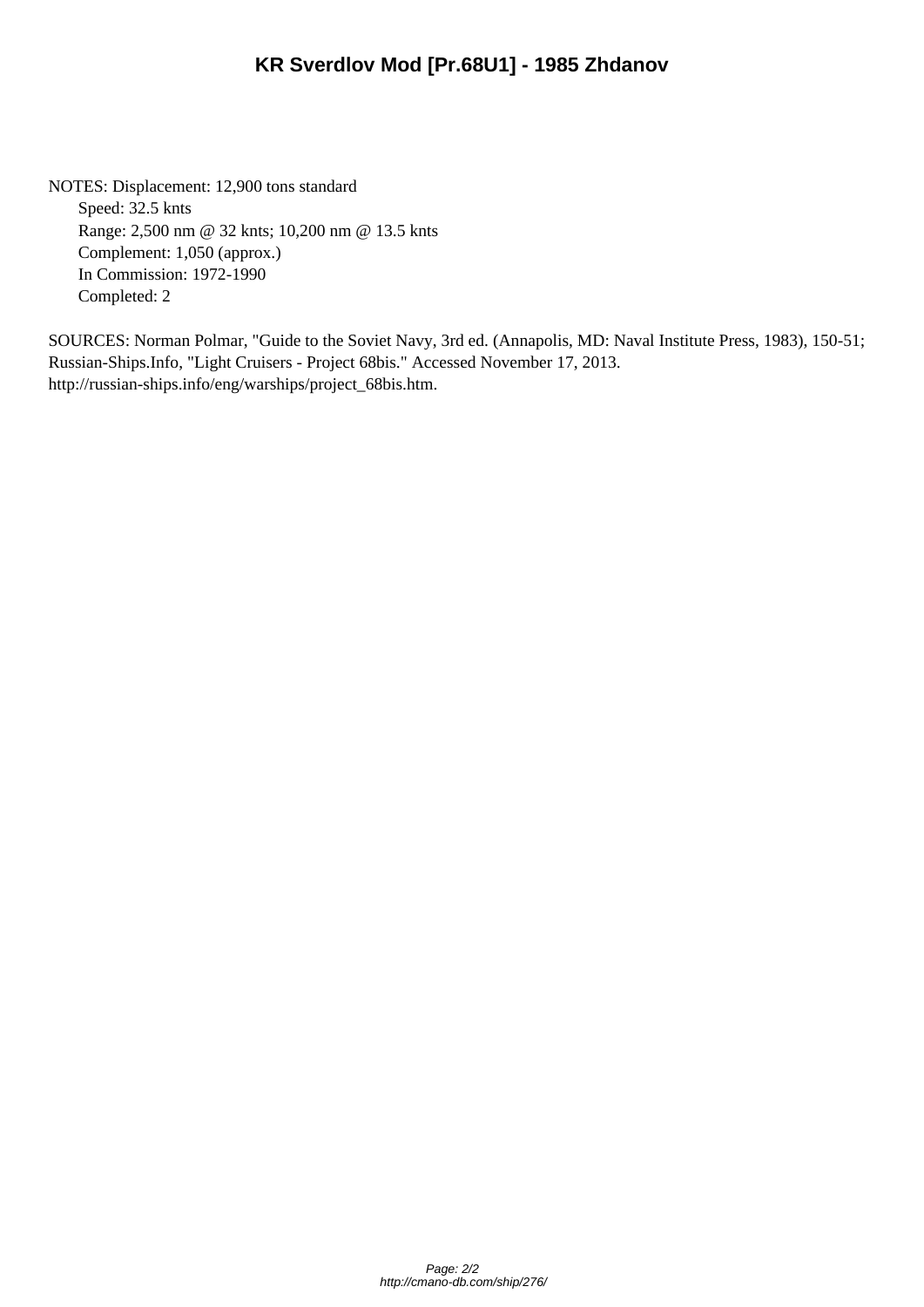NOTES: Displacement: 12,900 tons standard
Speed: 32.5 knts
Range: 2,500 nm @ 32 knts; 10,200 nm @ 13.5 knts
Complement: 1,050 (approx.)
In Commission: 1972-1990
Completed: 2

SOURCES: Norman Polmar, "Guide to the Soviet Navy, 3rd ed. (Annapolis, MD: Naval Institute Press, 1983), 150-51; Russian-Ships.Info, "Light Cruisers - Project 68bis." Accessed November 17, 2013. http://russian-ships.info/eng/warships/project_68bis.htm.